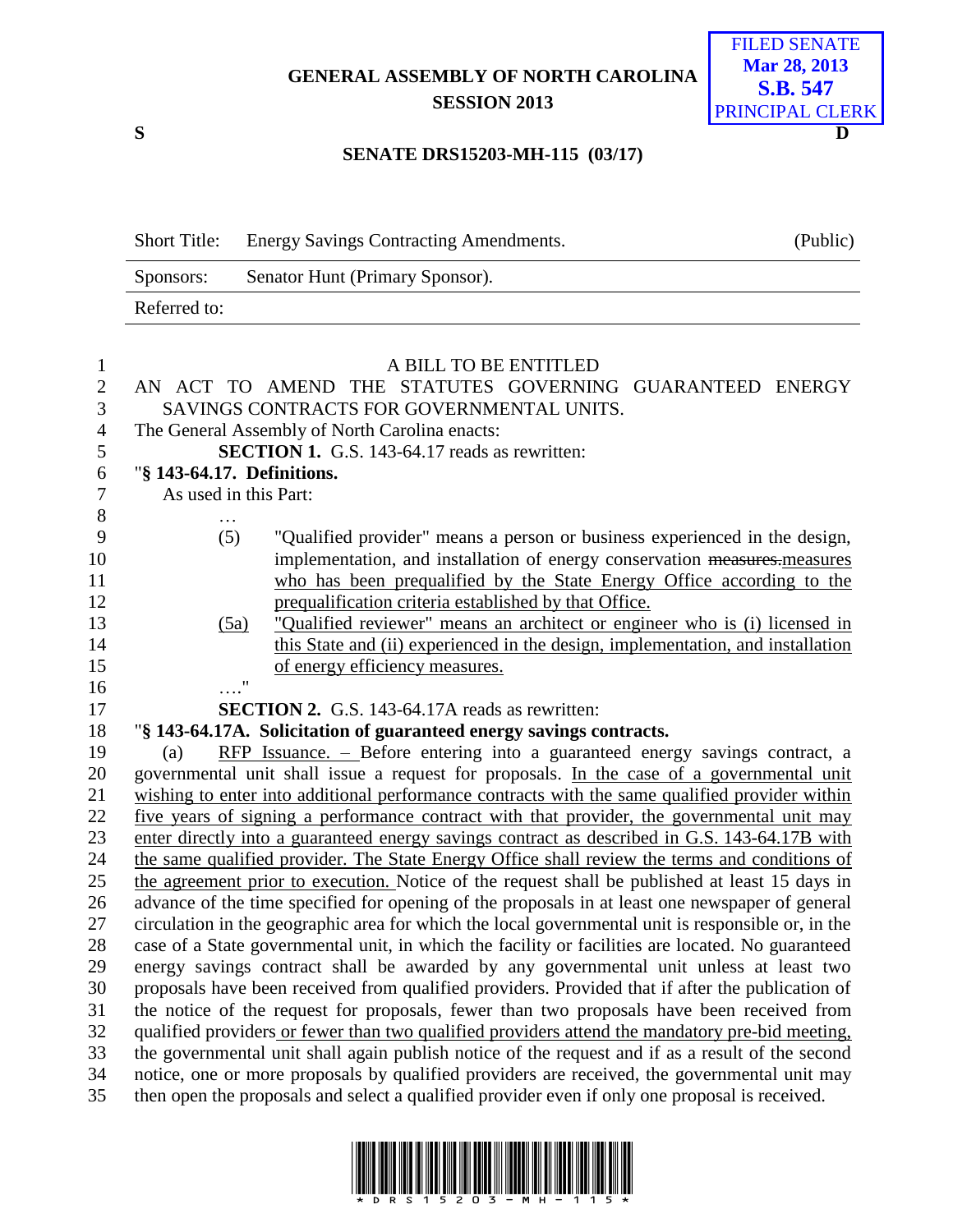GENERAL ASSEMBLY OF NORTH CAROLINA
SESSION 2013

FILED SENATE
Mar 28, 2013
S.B. 547
PRINCIPAL CLERK

S D

SENATE DRS15203-MH-115 (03/17)

| Short Title: | Energy Savings Contracting Amendments. | (Public) |
|---|---|---|
| Sponsors: | Senator Hunt (Primary Sponsor). | |
| Referred to: | | |

A BILL TO BE ENTITLED

AN ACT TO AMEND THE STATUTES GOVERNING GUARANTEED ENERGY SAVINGS CONTRACTS FOR GOVERNMENTAL UNITS.

The General Assembly of North Carolina enacts:

**SECTION 1.** G.S. 143-64.17 reads as rewritten:

"**§ 143-64.17. Definitions.**

As used in this Part:

…

(5) "Qualified provider" means a person or business experienced in the design, implementation, and installation of energy conservation ~~measures.~~measures who has been prequalified by the State Energy Office according to the prequalification criteria established by that Office.

(5a) "Qualified reviewer" means an architect or engineer who is (i) licensed in this State and (ii) experienced in the design, implementation, and installation of energy efficiency measures.

…."

**SECTION 2.** G.S. 143-64.17A reads as rewritten:

"**§ 143-64.17A. Solicitation of guaranteed energy savings contracts.**

(a) RFP Issuance. – Before entering into a guaranteed energy savings contract, a governmental unit shall issue a request for proposals. In the case of a governmental unit wishing to enter into additional performance contracts with the same qualified provider within five years of signing a performance contract with that provider, the governmental unit may enter directly into a guaranteed energy savings contract as described in G.S. 143-64.17B with the same qualified provider. The State Energy Office shall review the terms and conditions of the agreement prior to execution. Notice of the request shall be published at least 15 days in advance of the time specified for opening of the proposals in at least one newspaper of general circulation in the geographic area for which the local governmental unit is responsible or, in the case of a State governmental unit, in which the facility or facilities are located. No guaranteed energy savings contract shall be awarded by any governmental unit unless at least two proposals have been received from qualified providers. Provided that if after the publication of the notice of the request for proposals, fewer than two proposals have been received from qualified providers or fewer than two qualified providers attend the mandatory pre-bid meeting, the governmental unit shall again publish notice of the request and if as a result of the second notice, one or more proposals by qualified providers are received, the governmental unit may then open the proposals and select a qualified provider even if only one proposal is received.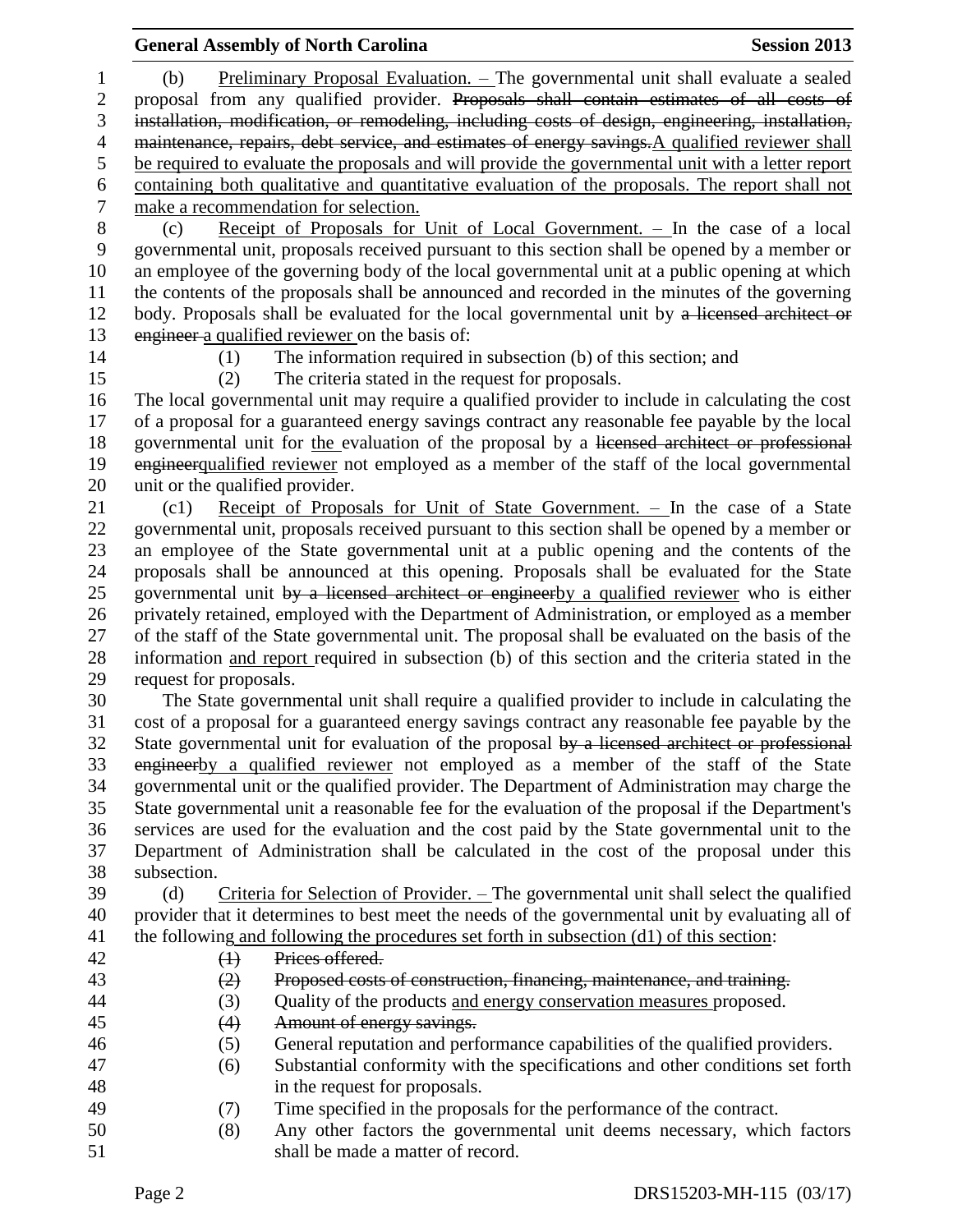(b) Preliminary Proposal Evaluation. – The governmental unit shall evaluate a sealed proposal from any qualified provider. ~~Proposals shall contain estimates of all costs of installation, modification, or remodeling, including costs of design, engineering, installation, maintenance, repairs, debt service, and estimates of energy savings.~~A qualified reviewer shall be required to evaluate the proposals and will provide the governmental unit with a letter report containing both qualitative and quantitative evaluation of the proposals. The report shall not make a recommendation for selection.

(c) Receipt of Proposals for Unit of Local Government. – In the case of a local governmental unit, proposals received pursuant to this section shall be opened by a member or an employee of the governing body of the local governmental unit at a public opening at which the contents of the proposals shall be announced and recorded in the minutes of the governing body. Proposals shall be evaluated for the local governmental unit by ~~a licensed architect or engineer~~ a qualified reviewer on the basis of:

(1) The information required in subsection (b) of this section; and
(2) The criteria stated in the request for proposals.

The local governmental unit may require a qualified provider to include in calculating the cost of a proposal for a guaranteed energy savings contract any reasonable fee payable by the local governmental unit for the evaluation of the proposal by a ~~licensed architect or professional engineer~~qualified reviewer not employed as a member of the staff of the local governmental unit or the qualified provider.

(c1) Receipt of Proposals for Unit of State Government. – In the case of a State governmental unit, proposals received pursuant to this section shall be opened by a member or an employee of the State governmental unit at a public opening and the contents of the proposals shall be announced at this opening. Proposals shall be evaluated for the State governmental unit ~~by a licensed architect or engineer~~by a qualified reviewer who is either privately retained, employed with the Department of Administration, or employed as a member of the staff of the State governmental unit. The proposal shall be evaluated on the basis of the information and report required in subsection (b) of this section and the criteria stated in the request for proposals.

The State governmental unit shall require a qualified provider to include in calculating the cost of a proposal for a guaranteed energy savings contract any reasonable fee payable by the State governmental unit for evaluation of the proposal ~~by a licensed architect or professional engineer~~by a qualified reviewer not employed as a member of the staff of the State governmental unit or the qualified provider. The Department of Administration may charge the State governmental unit a reasonable fee for the evaluation of the proposal if the Department's services are used for the evaluation and the cost paid by the State governmental unit to the Department of Administration shall be calculated in the cost of the proposal under this subsection.

(d) Criteria for Selection of Provider. – The governmental unit shall select the qualified provider that it determines to best meet the needs of the governmental unit by evaluating all of the following and following the procedures set forth in subsection (d1) of this section:

~~(1) Prices offered.~~
~~(2) Proposed costs of construction, financing, maintenance, and training.~~
(3) Quality of the products and energy conservation measures proposed.
~~(4) Amount of energy savings.~~
(5) General reputation and performance capabilities of the qualified providers.
(6) Substantial conformity with the specifications and other conditions set forth in the request for proposals.
(7) Time specified in the proposals for the performance of the contract.
(8) Any other factors the governmental unit deems necessary, which factors shall be made a matter of record.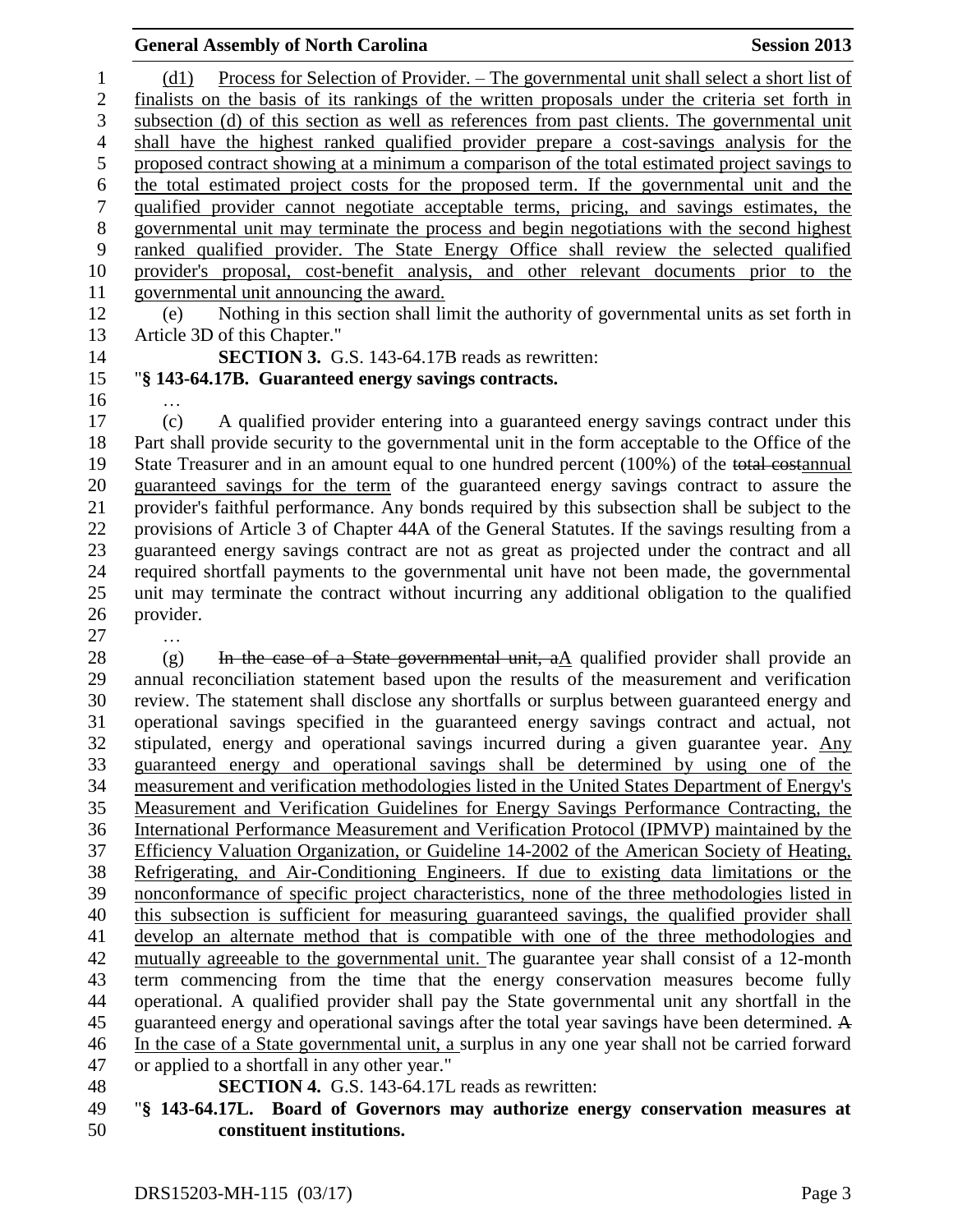(d1) Process for Selection of Provider. – The governmental unit shall select a short list of finalists on the basis of its rankings of the written proposals under the criteria set forth in subsection (d) of this section as well as references from past clients. The governmental unit shall have the highest ranked qualified provider prepare a cost-savings analysis for the proposed contract showing at a minimum a comparison of the total estimated project savings to the total estimated project costs for the proposed term. If the governmental unit and the qualified provider cannot negotiate acceptable terms, pricing, and savings estimates, the governmental unit may terminate the process and begin negotiations with the second highest ranked qualified provider. The State Energy Office shall review the selected qualified provider's proposal, cost-benefit analysis, and other relevant documents prior to the governmental unit announcing the award.

(e) Nothing in this section shall limit the authority of governmental units as set forth in Article 3D of this Chapter."

**SECTION 3.** G.S. 143-64.17B reads as rewritten:

"**§ 143-64.17B. Guaranteed energy savings contracts.**

…

(c) A qualified provider entering into a guaranteed energy savings contract under this Part shall provide security to the governmental unit in the form acceptable to the Office of the State Treasurer and in an amount equal to one hundred percent (100%) of the ~~total cost~~annual guaranteed savings for the term of the guaranteed energy savings contract to assure the provider's faithful performance. Any bonds required by this subsection shall be subject to the provisions of Article 3 of Chapter 44A of the General Statutes. If the savings resulting from a guaranteed energy savings contract are not as great as projected under the contract and all required shortfall payments to the governmental unit have not been made, the governmental unit may terminate the contract without incurring any additional obligation to the qualified provider.

…

(g) ~~In the case of a State governmental unit, a~~A qualified provider shall provide an annual reconciliation statement based upon the results of the measurement and verification review. The statement shall disclose any shortfalls or surplus between guaranteed energy and operational savings specified in the guaranteed energy savings contract and actual, not stipulated, energy and operational savings incurred during a given guarantee year. Any guaranteed energy and operational savings shall be determined by using one of the measurement and verification methodologies listed in the United States Department of Energy's Measurement and Verification Guidelines for Energy Savings Performance Contracting, the International Performance Measurement and Verification Protocol (IPMVP) maintained by the Efficiency Valuation Organization, or Guideline 14-2002 of the American Society of Heating, Refrigerating, and Air-Conditioning Engineers. If due to existing data limitations or the nonconformance of specific project characteristics, none of the three methodologies listed in this subsection is sufficient for measuring guaranteed savings, the qualified provider shall develop an alternate method that is compatible with one of the three methodologies and mutually agreeable to the governmental unit. The guarantee year shall consist of a 12-month term commencing from the time that the energy conservation measures become fully operational. A qualified provider shall pay the State governmental unit any shortfall in the guaranteed energy and operational savings after the total year savings have been determined. ~~A~~ In the case of a State governmental unit, a surplus in any one year shall not be carried forward or applied to a shortfall in any other year."

**SECTION 4.** G.S. 143-64.17L reads as rewritten:

"**§ 143-64.17L. Board of Governors may authorize energy conservation measures at constituent institutions.**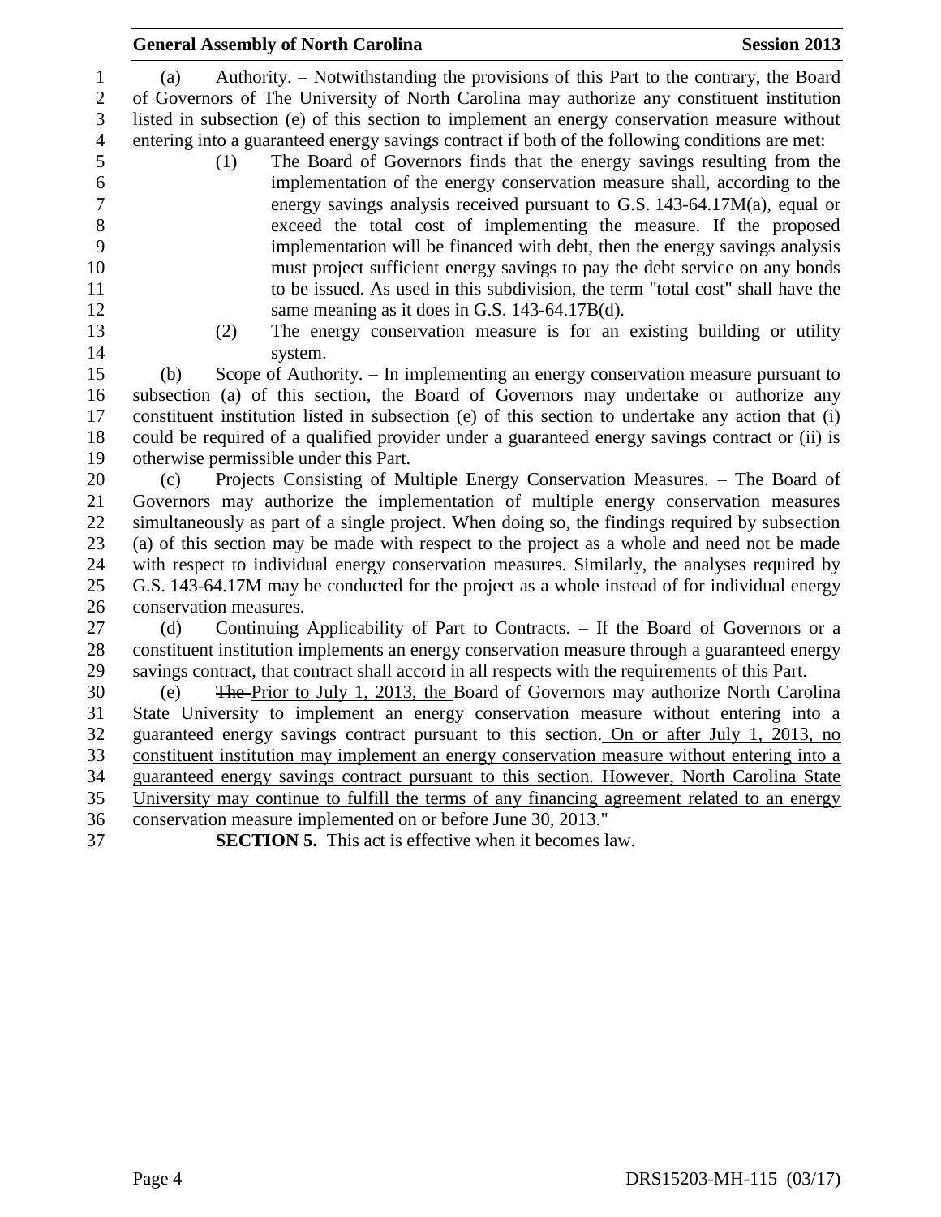(a) Authority. – Notwithstanding the provisions of this Part to the contrary, the Board of Governors of The University of North Carolina may authorize any constituent institution listed in subsection (e) of this section to implement an energy conservation measure without entering into a guaranteed energy savings contract if both of the following conditions are met:

(1) The Board of Governors finds that the energy savings resulting from the implementation of the energy conservation measure shall, according to the energy savings analysis received pursuant to G.S. 143-64.17M(a), equal or exceed the total cost of implementing the measure. If the proposed implementation will be financed with debt, then the energy savings analysis must project sufficient energy savings to pay the debt service on any bonds to be issued. As used in this subdivision, the term "total cost" shall have the same meaning as it does in G.S. 143-64.17B(d).

(2) The energy conservation measure is for an existing building or utility system.

(b) Scope of Authority. – In implementing an energy conservation measure pursuant to subsection (a) of this section, the Board of Governors may undertake or authorize any constituent institution listed in subsection (e) of this section to undertake any action that (i) could be required of a qualified provider under a guaranteed energy savings contract or (ii) is otherwise permissible under this Part.

(c) Projects Consisting of Multiple Energy Conservation Measures. – The Board of Governors may authorize the implementation of multiple energy conservation measures simultaneously as part of a single project. When doing so, the findings required by subsection (a) of this section may be made with respect to the project as a whole and need not be made with respect to individual energy conservation measures. Similarly, the analyses required by G.S. 143-64.17M may be conducted for the project as a whole instead of for individual energy conservation measures.

(d) Continuing Applicability of Part to Contracts. – If the Board of Governors or a constituent institution implements an energy conservation measure through a guaranteed energy savings contract, that contract shall accord in all respects with the requirements of this Part.

(e) ~~The~~ <u>Prior to July 1, 2013, the</u> Board of Governors may authorize North Carolina State University to implement an energy conservation measure without entering into a guaranteed energy savings contract pursuant to this section. <u>On or after July 1, 2013, no constituent institution may implement an energy conservation measure without entering into a guaranteed energy savings contract pursuant to this section. However, North Carolina State University may continue to fulfill the terms of any financing agreement related to an energy conservation measure implemented on or before June 30, 2013.</u>"

**SECTION 5.** This act is effective when it becomes law.